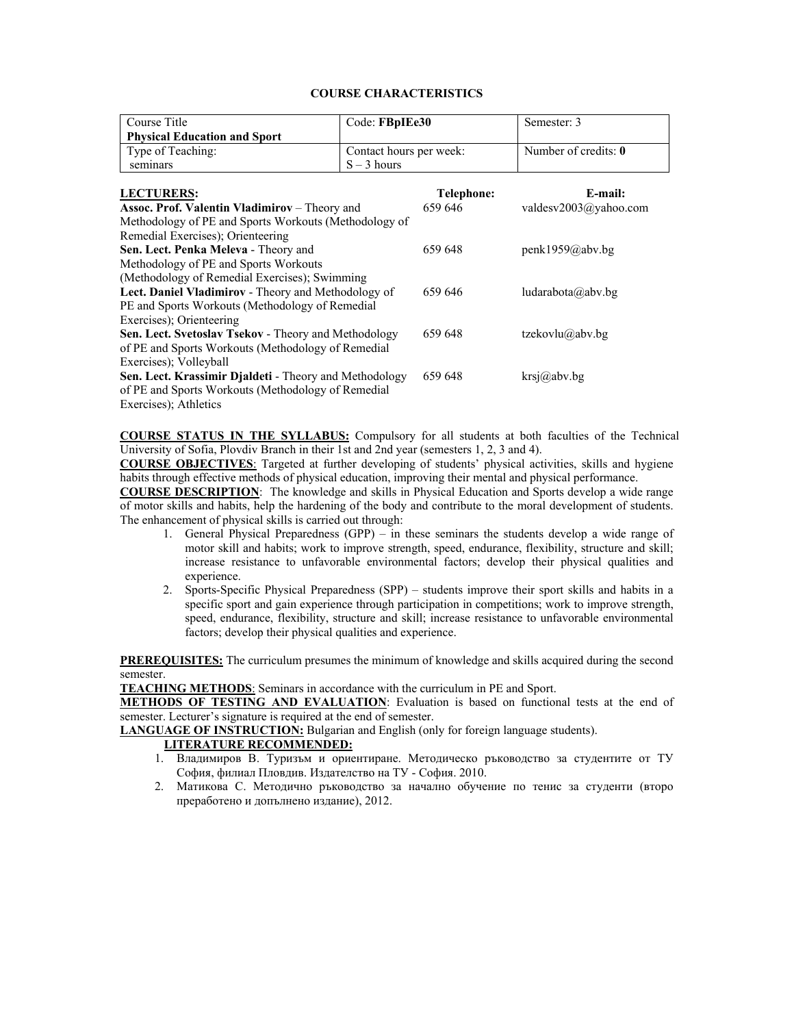## COURSE CHARACTERISTICS

| Course Title **Physical Education and Sport** | Code: **FBpIEe30** | Semester: 3 |
|---|---|---|
| Type of Teaching: seminars | Contact hours per week: S – 3 hours | Number of credits: **0** |

| **LECTURERS:** | **Telephone:** | **E-mail:** |
|---|---|---|
| **Assoc. Prof. Valentin Vladimirov** – Theory and Methodology of PE and Sports Workouts (Methodology of Remedial Exercises); Orienteering | 659 646 | valdesv2003@yahoo.com |
| **Sen. Lect. Penka Meleva** - Theory and Methodology of PE and Sports Workouts (Methodology of Remedial Exercises); Swimming | 659 648 | penk1959@abv.bg |
| **Lect. Daniel Vladimirov** - Theory and Methodology of PE and Sports Workouts (Methodology of Remedial Exercises); Orienteering | 659 646 | ludarabota@abv.bg |
| **Sen. Lect. Svetoslav Tsekov** - Theory and Methodology of PE and Sports Workouts (Methodology of Remedial Exercises); Volleyball | 659 648 | tzekovlu@abv.bg |
| **Sen. Lect. Krassimir Djaldeti** - Theory and Methodology of PE and Sports Workouts (Methodology of Remedial Exercises); Athletics | 659 648 | krsj@abv.bg |

**COURSE STATUS IN THE SYLLABUS:** Compulsory for all students at both faculties of the Technical University of Sofia, Plovdiv Branch in their 1st and 2nd year (semesters 1, 2, 3 and 4).

**COURSE OBJECTIVES**: Targeted at further developing of students' physical activities, skills and hygiene habits through effective methods of physical education, improving their mental and physical performance.

**COURSE DESCRIPTION**: The knowledge and skills in Physical Education and Sports develop a wide range of motor skills and habits, help the hardening of the body and contribute to the moral development of students. The enhancement of physical skills is carried out through:

1. General Physical Preparedness (GPP) – in these seminars the students develop a wide range of motor skill and habits; work to improve strength, speed, endurance, flexibility, structure and skill; increase resistance to unfavorable environmental factors; develop their physical qualities and experience.
2. Sports-Specific Physical Preparedness (SPP) – students improve their sport skills and habits in a specific sport and gain experience through participation in competitions; work to improve strength, speed, endurance, flexibility, structure and skill; increase resistance to unfavorable environmental factors; develop their physical qualities and experience.

**PREREQUISITES:** The curriculum presumes the minimum of knowledge and skills acquired during the second semester.

**TEACHING METHODS**: Seminars in accordance with the curriculum in PE and Sport.

**METHODS OF TESTING AND EVALUATION**: Evaluation is based on functional tests at the end of semester. Lecturer's signature is required at the end of semester.

**LANGUAGE OF INSTRUCTION:** Bulgarian and English (only for foreign language students).

**LITERATURE RECOMMENDED:**

1. Владимиров В. Туризъм и ориентиране. Методическо ръководство за студентите от ТУ София, филиал Пловдив. Издателство на ТУ - София. 2010.
2. Матикова С. Методично ръководство за начално обучение по тенис за студенти (второ преработено и допълнено издание), 2012.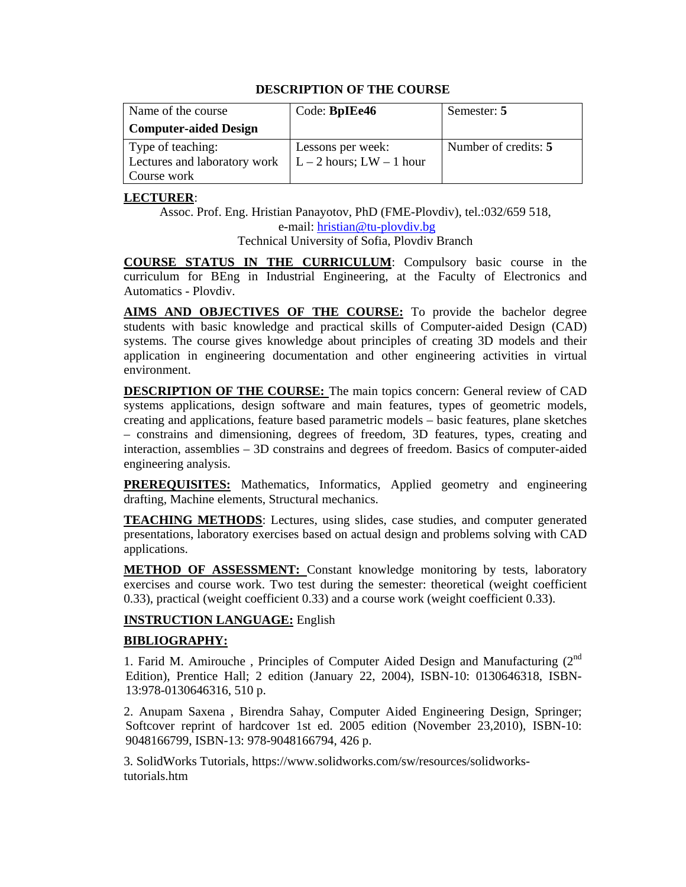## DESCRIPTION OF THE COURSE

| Name of the course<br>**Computer-aided Design** | Code: **BpIEe46** | Semester: **5** |
|---|---|---|
| Type of teaching:<br>Lectures and laboratory work<br>Course work | Lessons per week:<br>L – 2 hours; LW – 1 hour | Number of credits: **5** |

**LECTURER**:

Assoc. Prof. Eng. Hristian Panayotov, PhD (FME-Plovdiv), tel.:032/659 518, e-mail: hristian@tu-plovdiv.bg
Technical University of Sofia, Plovdiv Branch

**COURSE STATUS IN THE CURRICULUM**: Compulsory basic course in the curriculum for BEng in Industrial Engineering, at the Faculty of Electronics and Automatics - Plovdiv.

**AIMS AND OBJECTIVES OF THE COURSE:** To provide the bachelor degree students with basic knowledge and practical skills of Computer-aided Design (CAD) systems. The course gives knowledge about principles of creating 3D models and their application in engineering documentation and other engineering activities in virtual environment.

**DESCRIPTION OF THE COURSE:** The main topics concern: General review of CAD systems applications, design software and main features, types of geometric models, creating and applications, feature based parametric models – basic features, plane sketches – constrains and dimensioning, degrees of freedom, 3D features, types, creating and interaction, assemblies – 3D constrains and degrees of freedom. Basics of computer-aided engineering analysis.

**PREREQUISITES:** Mathematics, Informatics, Applied geometry and engineering drafting, Machine elements, Structural mechanics.

**TEACHING METHODS**: Lectures, using slides, case studies, and computer generated presentations, laboratory exercises based on actual design and problems solving with CAD applications.

**METHOD OF ASSESSMENT:** Constant knowledge monitoring by tests, laboratory exercises and course work. Two test during the semester: theoretical (weight coefficient 0.33), practical (weight coefficient 0.33) and a course work (weight coefficient 0.33).

**INSTRUCTION LANGUAGE:** English

**BIBLIOGRAPHY:**

1. Farid M. Amirouche , Principles of Computer Aided Design and Manufacturing (2nd Edition), Prentice Hall; 2 edition (January 22, 2004), ISBN-10: 0130646318, ISBN-13:978-0130646316, 510 p.

2. Anupam Saxena , Birendra Sahay, Computer Aided Engineering Design, Springer; Softcover reprint of hardcover 1st ed. 2005 edition (November 23,2010), ISBN-10: 9048166799, ISBN-13: 978-9048166794, 426 p.

3. SolidWorks Tutorials, https://www.solidworks.com/sw/resources/solidworks-tutorials.htm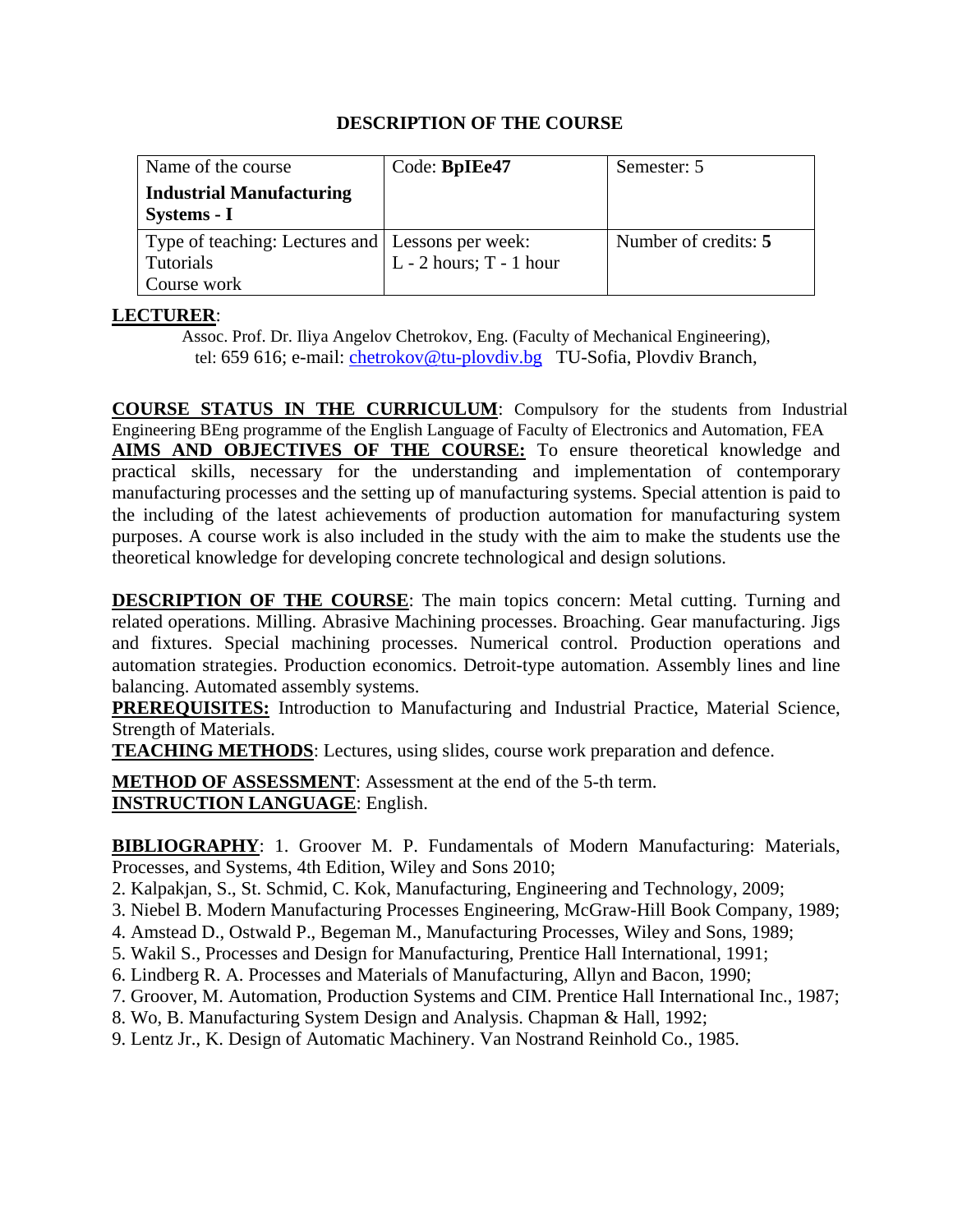# DESCRIPTION OF THE COURSE

| Name of the course **Industrial Manufacturing Systems - I** | Code: **BpIEe47** | Semester: 5 |
| --- | --- | --- |
| Type of teaching: Lectures and Tutorials Course work | Lessons per week: L - 2 hours; T - 1 hour | Number of credits: **5** |

**LECTURER**:

Assoc. Prof. Dr. Iliya Angelov Chetrokov, Eng. (Faculty of Mechanical Engineering), tel: 659 616; e-mail: chetrokov@tu-plovdiv.bg TU-Sofia, Plovdiv Branch,

**COURSE STATUS IN THE CURRICULUM**: Compulsory for the students from Industrial Engineering BEng programme of the English Language of Faculty of Electronics and Automation, FEA

**AIMS AND OBJECTIVES OF THE COURSE:** To ensure theoretical knowledge and practical skills, necessary for the understanding and implementation of contemporary manufacturing processes and the setting up of manufacturing systems. Special attention is paid to the including of the latest achievements of production automation for manufacturing system purposes. A course work is also included in the study with the aim to make the students use the theoretical knowledge for developing concrete technological and design solutions.

**DESCRIPTION OF THE COURSE**: The main topics concern: Metal cutting. Turning and related operations. Milling. Abrasive Machining processes. Broaching. Gear manufacturing. Jigs and fixtures. Special machining processes. Numerical control. Production operations and automation strategies. Production economics. Detroit-type automation. Assembly lines and line balancing. Automated assembly systems.

**PREREQUISITES:** Introduction to Manufacturing and Industrial Practice, Material Science, Strength of Materials.

**TEACHING METHODS**: Lectures, using slides, course work preparation and defence.

**METHOD OF ASSESSMENT**: Assessment at the end of the 5-th term.

**INSTRUCTION LANGUAGE**: English.

**BIBLIOGRAPHY**: 1. Groover M. P. Fundamentals of Modern Manufacturing: Materials, Processes, and Systems, 4th Edition, Wiley and Sons 2010;

2. Kalpakjan, S., St. Schmid, C. Kok, Manufacturing, Engineering and Technology, 2009;
3. Niebel B. Modern Manufacturing Processes Engineering, McGraw-Hill Book Company, 1989;
4. Amstead D., Ostwald P., Begeman M., Manufacturing Processes, Wiley and Sons, 1989;
5. Wakil S., Processes and Design for Manufacturing, Prentice Hall International, 1991;
6. Lindberg R. A. Processes and Materials of Manufacturing, Allyn and Bacon, 1990;
7. Groover, M. Automation, Production Systems and CIM. Prentice Hall International Inc., 1987;
8. Wo, B. Manufacturing System Design and Analysis. Chapman & Hall, 1992;
9. Lentz Jr., K. Design of Automatic Machinery. Van Nostrand Reinhold Co., 1985.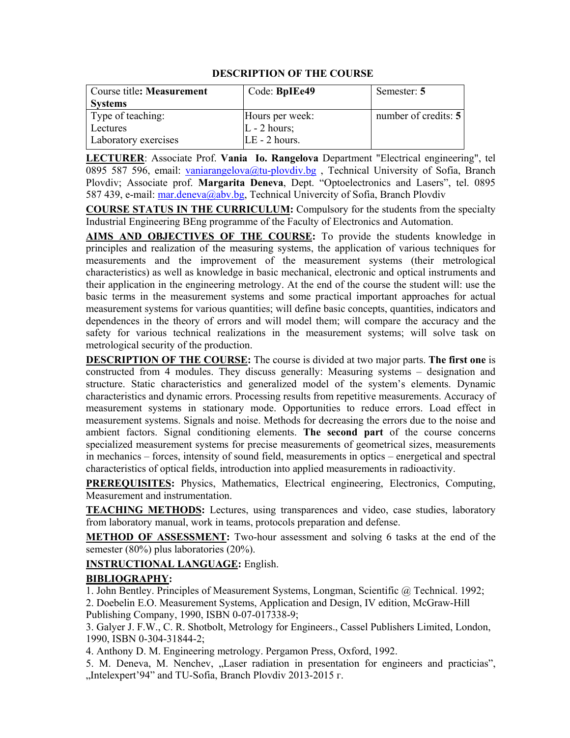## DESCRIPTION OF THE COURSE

| Course title**: Measurement Systems** | Code: **BpIEe49** | Semester: **5** |
|---|---|---|
| Type of teaching:<br>Lectures<br>Laboratory exercises | Hours per week:<br>L - 2 hours;<br>LE - 2 hours. | number of credits: **5** |

**LECTURER**: Associate Prof. **Vania Io. Rangelova** Department "Electrical engineering", tel 0895 587 596, email: vaniarangelova@tu-plovdiv.bg , Technical University of Sofia, Branch Plovdiv; Associate prof. **Margarita Deneva**, Dept. "Optoelectronics and Lasers", tel. 0895 587 439, e-mail: mar.deneva@abv.bg, Technical Univercity of Sofia, Branch Plovdiv

**COURSE STATUS IN THE CURRICULUM:** Compulsory for the students from the specialty Industrial Engineering BEng programme of the Faculty of Electronics and Automation.

**AIMS AND OBJECTIVES OF THE COURSE:** To provide the students knowledge in principles and realization of the measuring systems, the application of various techniques for measurements and the improvement of the measurement systems (their metrological characteristics) as well as knowledge in basic mechanical, electronic and optical instruments and their application in the engineering metrology. At the end of the course the student will: use the basic terms in the measurement systems and some practical important approaches for actual measurement systems for various quantities; will define basic concepts, quantities, indicators and dependences in the theory of errors and will model them; will compare the accuracy and the safety for various technical realizations in the measurement systems; will solve task on metrological security of the production.

**DESCRIPTION OF THE COURSE:** The course is divided at two major parts. **The first one** is constructed from 4 modules. They discuss generally: Measuring systems – designation and structure. Static characteristics and generalized model of the system's elements. Dynamic characteristics and dynamic errors. Processing results from repetitive measurements. Accuracy of measurement systems in stationary mode. Opportunities to reduce errors. Load effect in measurement systems. Signals and noise. Methods for decreasing the errors due to the noise and ambient factors. Signal conditioning elements. **The second part** of the course concerns specialized measurement systems for precise measurements of geometrical sizes, measurements in mechanics – forces, intensity of sound field, measurements in optics – energetical and spectral characteristics of optical fields, introduction into applied measurements in radioactivity.

**PREREQUISITES:** Physics, Mathematics, Electrical engineering, Electronics, Computing, Measurement and instrumentation.

**TEACHING METHODS:** Lectures, using transparences and video, case studies, laboratory from laboratory manual, work in teams, protocols preparation and defense.

**METHOD OF ASSESSMENT:** Two-hour assessment and solving 6 tasks at the end of the semester (80%) plus laboratories (20%).

**INSTRUCTIONAL LANGUAGE:** English.

**BIBLIOGRAPHY:**

1. John Bentley. Principles of Measurement Systems, Longman, Scientific @ Technical. 1992;
2. Doebelin E.O. Measurement Systems, Application and Design, IV edition, McGraw-Hill Publishing Company, 1990, ISBN 0-07-017338-9;
3. Galyer J. F.W., C. R. Shotbolt, Metrology for Engineers., Cassel Publishers Limited, London, 1990, ISBN 0-304-31844-2;
4. Anthony D. M. Engineering metrology. Pergamon Press, Oxford, 1992.
5. M. Deneva, M. Nenchev, „Laser radiation in presentation for engineers and practicias", „Intelexpert'94" and TU-Sofia, Branch Plovdiv 2013-2015 г.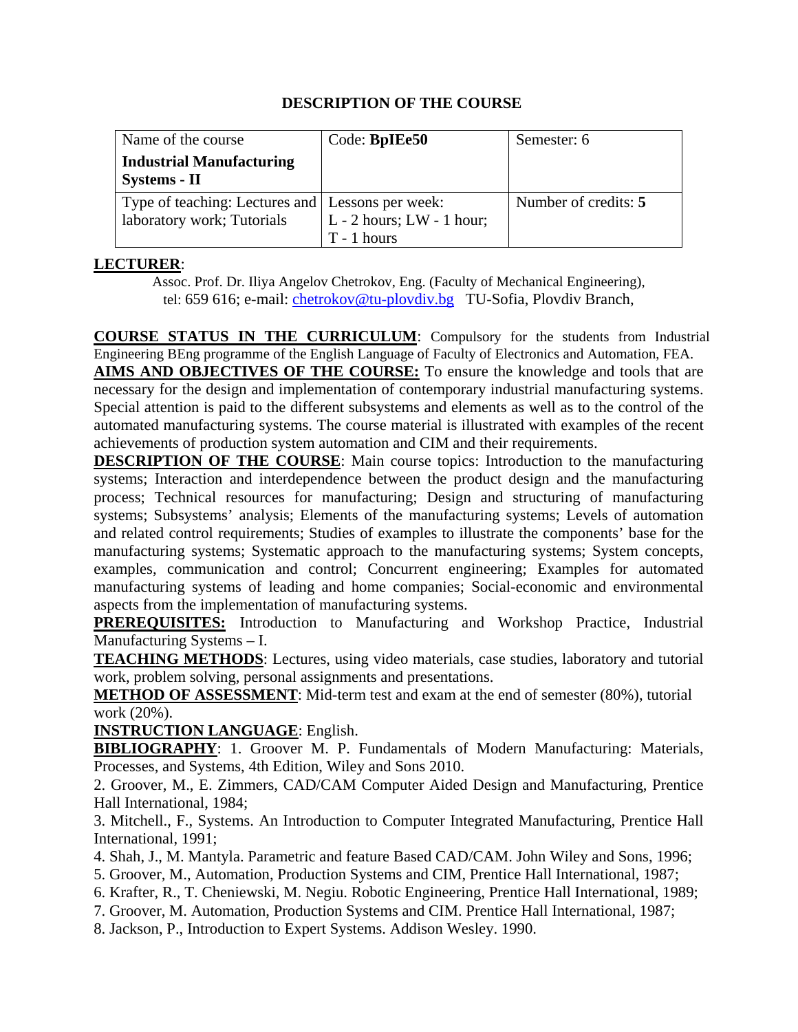# DESCRIPTION OF THE COURSE

| Name of the course **Industrial Manufacturing Systems - II** | Code: **BpIEe50** | Semester: 6 |
|---|---|---|
| Type of teaching: Lectures and laboratory work; Tutorials | Lessons per week: L - 2 hours; LW - 1 hour; T - 1 hours | Number of credits: **5** |

**LECTURER**:

Assoc. Prof. Dr. Iliya Angelov Chetrokov, Eng. (Faculty of Mechanical Engineering), tel: 659 616; e-mail: chetrokov@tu-plovdiv.bg TU-Sofia, Plovdiv Branch,

**COURSE STATUS IN THE CURRICULUM**: Compulsory for the students from Industrial Engineering BEng programme of the English Language of Faculty of Electronics and Automation, FEA.

**AIMS AND OBJECTIVES OF THE COURSE:** To ensure the knowledge and tools that are necessary for the design and implementation of contemporary industrial manufacturing systems. Special attention is paid to the different subsystems and elements as well as to the control of the automated manufacturing systems. The course material is illustrated with examples of the recent achievements of production system automation and CIM and their requirements.

**DESCRIPTION OF THE COURSE**: Main course topics: Introduction to the manufacturing systems; Interaction and interdependence between the product design and the manufacturing process; Technical resources for manufacturing; Design and structuring of manufacturing systems; Subsystems' analysis; Elements of the manufacturing systems; Levels of automation and related control requirements; Studies of examples to illustrate the components' base for the manufacturing systems; Systematic approach to the manufacturing systems; System concepts, examples, communication and control; Concurrent engineering; Examples for automated manufacturing systems of leading and home companies; Social-economic and environmental aspects from the implementation of manufacturing systems.

**PREREQUISITES:** Introduction to Manufacturing and Workshop Practice, Industrial Manufacturing Systems – I.

**TEACHING METHODS**: Lectures, using video materials, case studies, laboratory and tutorial work, problem solving, personal assignments and presentations.

**METHOD OF ASSESSMENT**: Mid-term test and exam at the end of semester (80%), tutorial work (20%).

**INSTRUCTION LANGUAGE**: English.

**BIBLIOGRAPHY**: 1. Groover M. P. Fundamentals of Modern Manufacturing: Materials, Processes, and Systems, 4th Edition, Wiley and Sons 2010.

2. Groover, M., E. Zimmers, CAD/CAM Computer Aided Design and Manufacturing, Prentice Hall International, 1984;

3. Mitchell., F., Systems. An Introduction to Computer Integrated Manufacturing, Prentice Hall International, 1991;

4. Shah, J., M. Mantyla. Parametric and feature Based CAD/CAM. John Wiley and Sons, 1996;

5. Groover, M., Automation, Production Systems and CIM, Prentice Hall International, 1987;

6. Krafter, R., T. Cheniewski, M. Negiu. Robotic Engineering, Prentice Hall International, 1989;

7. Groover, M. Automation, Production Systems and CIM. Prentice Hall International, 1987;

8. Jackson, P., Introduction to Expert Systems. Addison Wesley. 1990.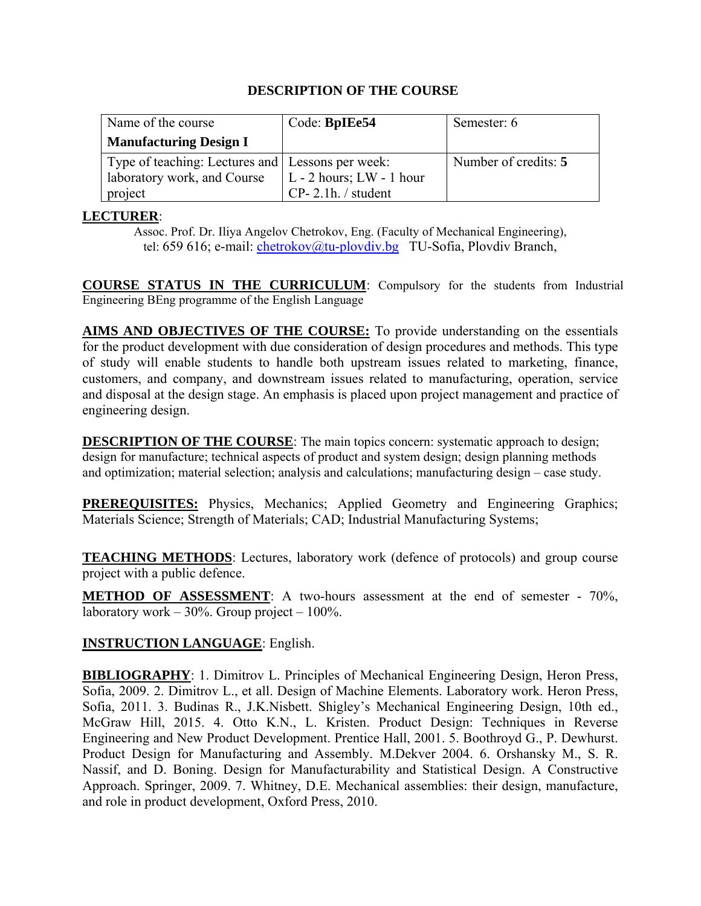# DESCRIPTION OF THE COURSE

| Name of the course **Manufacturing Design I** | Code: **BpIEe54** | Semester: 6 |
|---|---|---|
| Type of teaching: Lectures and laboratory work, and Course project | Lessons per week: L - 2 hours; LW - 1 hour CP- 2.1h. / student | Number of credits: **5** |

**LECTURER**:

Assoc. Prof. Dr. Iliya Angelov Chetrokov, Eng. (Faculty of Mechanical Engineering), tel: 659 616; e-mail: chetrokov@tu-plovdiv.bg TU-Sofia, Plovdiv Branch,

**COURSE STATUS IN THE CURRICULUM**: Compulsory for the students from Industrial Engineering BEng programme of the English Language

**AIMS AND OBJECTIVES OF THE COURSE:** To provide understanding on the essentials for the product development with due consideration of design procedures and methods. This type of study will enable students to handle both upstream issues related to marketing, finance, customers, and company, and downstream issues related to manufacturing, operation, service and disposal at the design stage. An emphasis is placed upon project management and practice of engineering design.

**DESCRIPTION OF THE COURSE**: The main topics concern: systematic approach to design; design for manufacture; technical aspects of product and system design; design planning methods and optimization; material selection; analysis and calculations; manufacturing design – case study.

**PREREQUISITES:** Physics, Mechanics; Applied Geometry and Engineering Graphics; Materials Science; Strength of Materials; CAD; Industrial Manufacturing Systems;

**TEACHING METHODS**: Lectures, laboratory work (defence of protocols) and group course project with a public defence.

**METHOD OF ASSESSMENT**: A two-hours assessment at the end of semester - 70%, laboratory work – 30%. Group project – 100%.

**INSTRUCTION LANGUAGE**: English.

**BIBLIOGRAPHY**: 1. Dimitrov L. Principles of Mechanical Engineering Design, Heron Press, Sofia, 2009. 2. Dimitrov L., et all. Design of Machine Elements. Laboratory work. Heron Press, Sofia, 2011. 3. Budinas R., J.K.Nisbett. Shigley's Mechanical Engineering Design, 10th ed., McGraw Hill, 2015. 4. Otto K.N., L. Kristen. Product Design: Techniques in Reverse Engineering and New Product Development. Prentice Hall, 2001. 5. Boothroyd G., P. Dewhurst. Product Design for Manufacturing and Assembly. M.Dekver 2004. 6. Orshansky M., S. R. Nassif, and D. Boning. Design for Manufacturability and Statistical Design. A Constructive Approach. Springer, 2009. 7. Whitney, D.E. Mechanical assemblies: their design, manufacture, and role in product development, Oxford Press, 2010.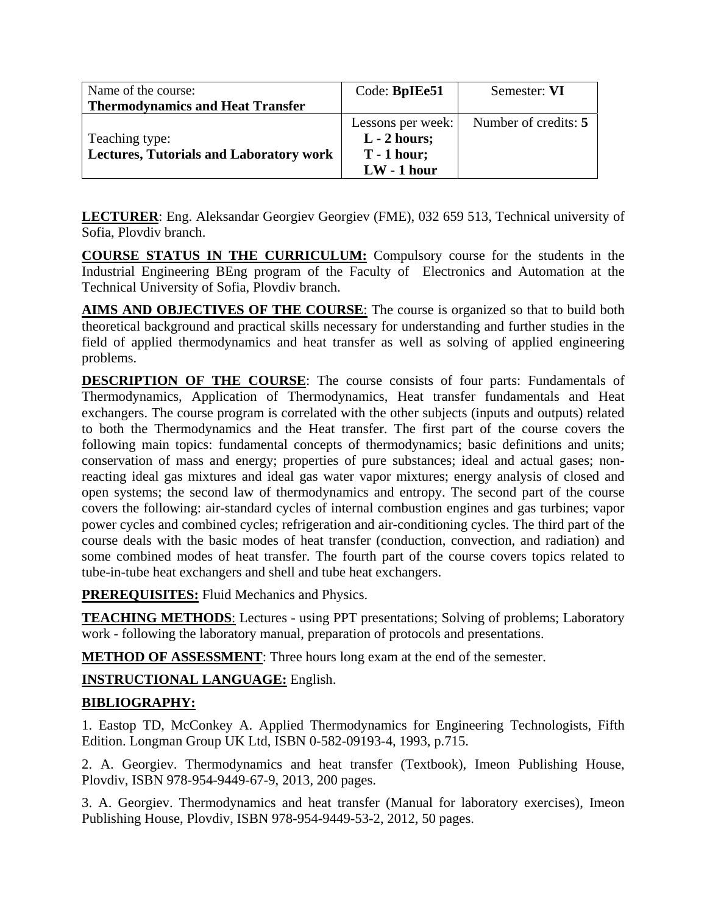| | | |
|---|---|---|
| Name of the course:<br>**Thermodynamics and Heat Transfer** | Code: **BpIEe51** | Semester: **VI** |
| Teaching type:<br>**Lectures, Tutorials and Laboratory work** | Lessons per week:<br>**L - 2 hours;**<br>**T - 1 hour;**<br>**LW - 1 hour** | Number of credits: **5** |

**LECTURER**: Eng. Aleksandar Georgiev Georgiev (FME), 032 659 513, Technical university of Sofia, Plovdiv branch.

**COURSE STATUS IN THE CURRICULUM:** Compulsory course for the students in the Industrial Engineering BEng program of the Faculty of Electronics and Automation at the Technical University of Sofia, Plovdiv branch.

**AIMS AND OBJECTIVES OF THE COURSE**: The course is organized so that to build both theoretical background and practical skills necessary for understanding and further studies in the field of applied thermodynamics and heat transfer as well as solving of applied engineering problems.

**DESCRIPTION OF THE COURSE**: The course consists of four parts: Fundamentals of Thermodynamics, Application of Thermodynamics, Heat transfer fundamentals and Heat exchangers. The course program is correlated with the other subjects (inputs and outputs) related to both the Thermodynamics and the Heat transfer. The first part of the course covers the following main topics: fundamental concepts of thermodynamics; basic definitions and units; conservation of mass and energy; properties of pure substances; ideal and actual gases; non-reacting ideal gas mixtures and ideal gas water vapor mixtures; energy analysis of closed and open systems; the second law of thermodynamics and entropy. The second part of the course covers the following: air-standard cycles of internal combustion engines and gas turbines; vapor power cycles and combined cycles; refrigeration and air-conditioning cycles. The third part of the course deals with the basic modes of heat transfer (conduction, convection, and radiation) and some combined modes of heat transfer. The fourth part of the course covers topics related to tube-in-tube heat exchangers and shell and tube heat exchangers.

**PREREQUISITES:** Fluid Mechanics and Physics.

**TEACHING METHODS**: Lectures - using PPT presentations; Solving of problems; Laboratory work - following the laboratory manual, preparation of protocols and presentations.

**METHOD OF ASSESSMENT**: Three hours long exam at the end of the semester.

**INSTRUCTIONAL LANGUAGE:** English.

**BIBLIOGRAPHY:**

1. Eastop TD, McConkey A. Applied Thermodynamics for Engineering Technologists, Fifth Edition. Longman Group UK Ltd, ISBN 0-582-09193-4, 1993, p.715.

2. A. Georgiev. Thermodynamics and heat transfer (Textbook), Imeon Publishing House, Plovdiv, ISBN 978-954-9449-67-9, 2013, 200 pages.

3. A. Georgiev. Thermodynamics and heat transfer (Manual for laboratory exercises), Imeon Publishing House, Plovdiv, ISBN 978-954-9449-53-2, 2012, 50 pages.